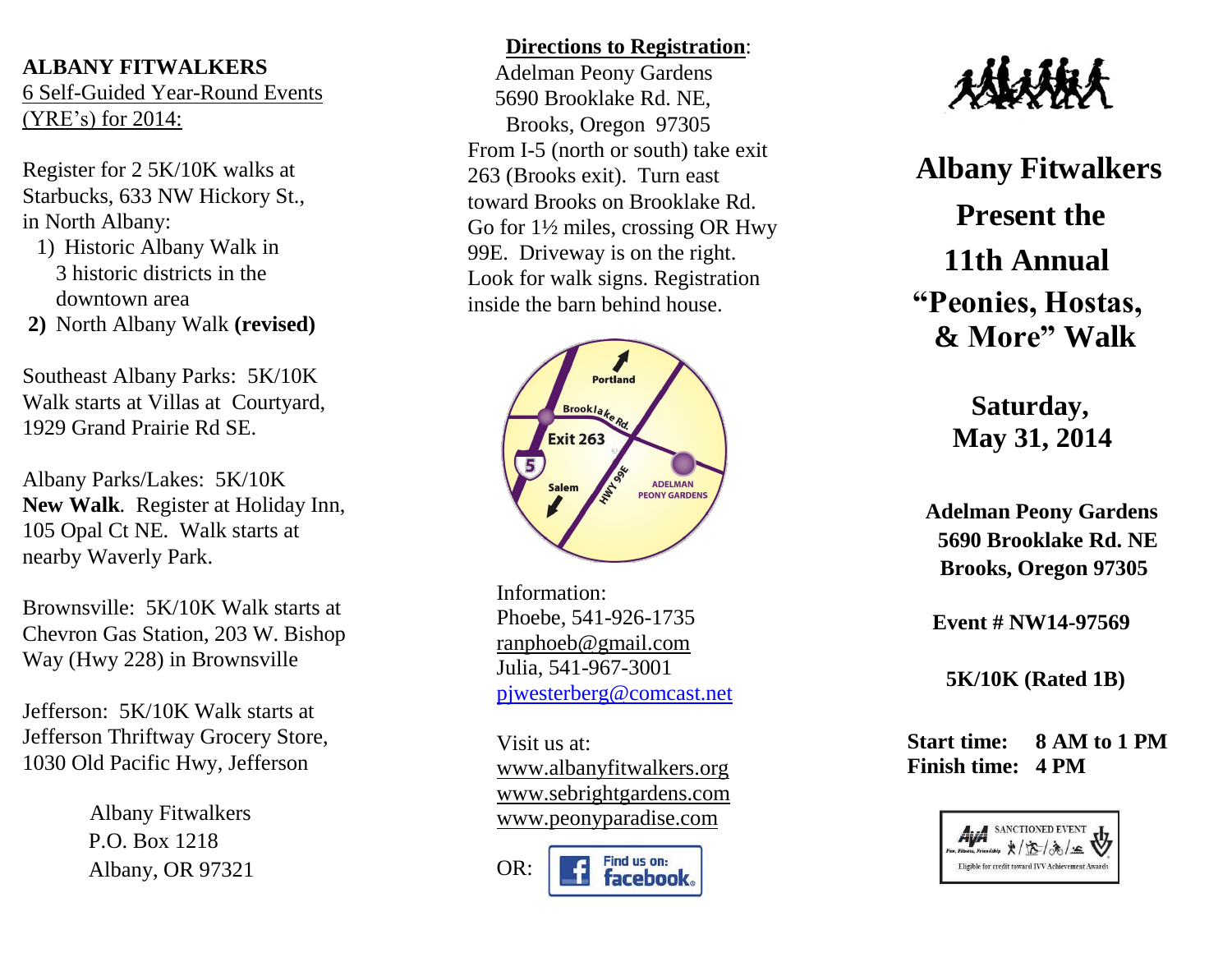**ALBANY FITWALKERS**
6 Self-Guided Year-Round Events (YRE's) for 2014:

Register for 2 5K/10K walks at Starbucks, 633 NW Hickory St., in North Albany:

1) Historic Albany Walk in 3 historic districts in the downtown area
2) North Albany Walk **(revised)**

Southeast Albany Parks: 5K/10K Walk starts at Villas at Courtyard, 1929 Grand Prairie Rd SE.

Albany Parks/Lakes: 5K/10K **New Walk**. Register at Holiday Inn, 105 Opal Ct NE. Walk starts at nearby Waverly Park.

Brownsville: 5K/10K Walk starts at Chevron Gas Station, 203 W. Bishop Way (Hwy 228) in Brownsville

Jefferson: 5K/10K Walk starts at Jefferson Thriftway Grocery Store, 1030 Old Pacific Hwy, Jefferson

Albany Fitwalkers
P.O. Box 1218
Albany, OR 97321

**Directions to Registration**:

Adelman Peony Gardens
5690 Brooklake Rd. NE,
Brooks, Oregon 97305

From I-5 (north or south) take exit 263 (Brooks exit). Turn east toward Brooks on Brooklake Rd. Go for 1½ miles, crossing OR Hwy 99E. Driveway is on the right. Look for walk signs. Registration inside the barn behind house.

Information:
Phoebe, 541-926-1735
ranphoeb@gmail.com
Julia, 541-967-3001
pjwesterberg@comcast.net

Visit us at:
www.albanyfitwalkers.org
www.sebrightgardens.com
www.peonyparadise.com

OR: Find us on: facebook

# Albany Fitwalkers Present the 11th Annual "Peonies, Hostas, & More" Walk

## Saturday, May 31, 2014

**Adelman Peony Gardens**
**5690 Brooklake Rd. NE**
**Brooks, Oregon 97305**

**Event # NW14-97569**

**5K/10K (Rated 1B)**

**Start time: 8 AM to 1 PM**
**Finish time: 4 PM**

AVA SANCTIONED EVENT — Eligible for credit toward IVV Achievement Awards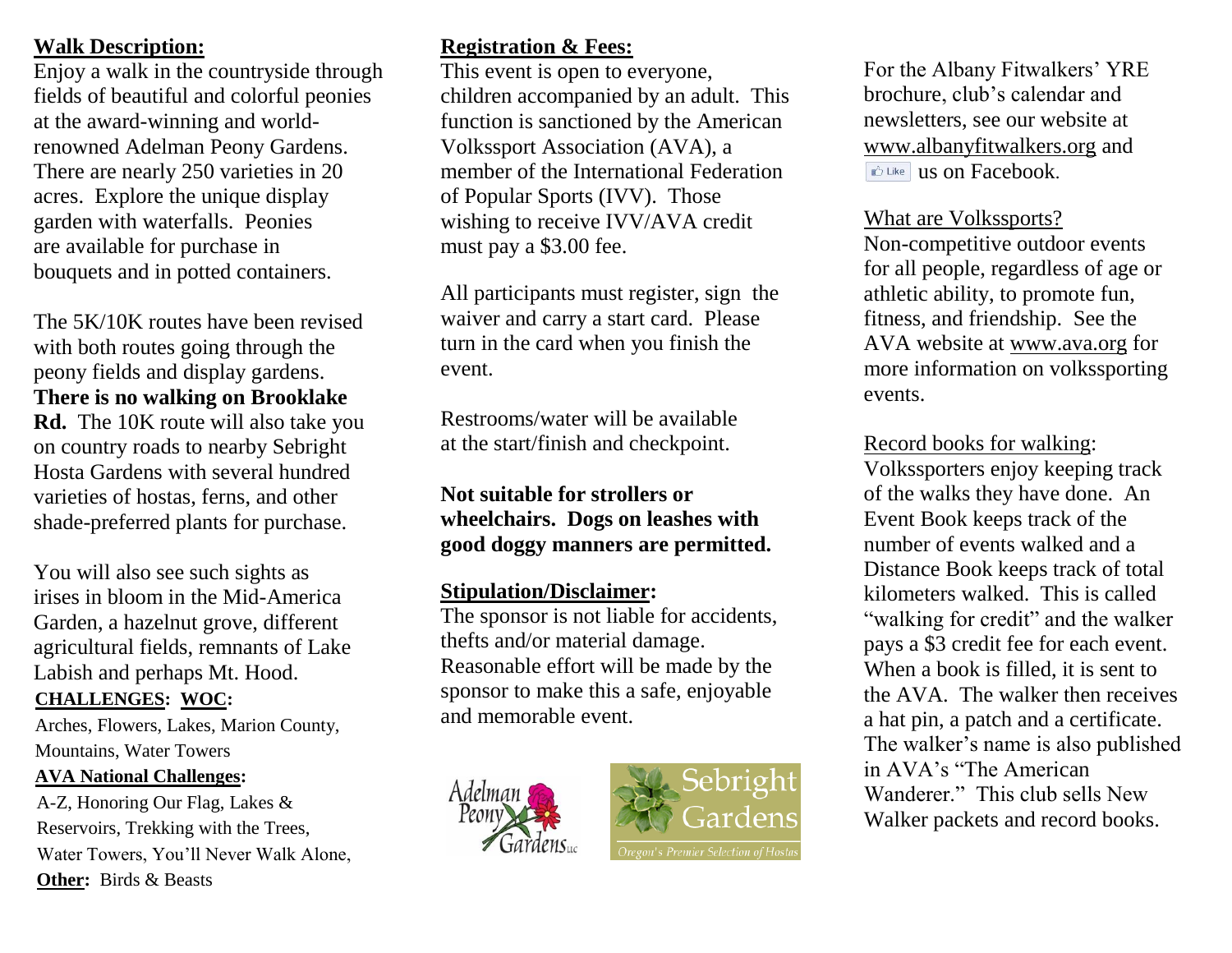## Walk Description:

Enjoy a walk in the countryside through fields of beautiful and colorful peonies at the award-winning and world-renowned Adelman Peony Gardens. There are nearly 250 varieties in 20 acres. Explore the unique display garden with waterfalls. Peonies are available for purchase in bouquets and in potted containers.

The 5K/10K routes have been revised with both routes going through the peony fields and display gardens. **There is no walking on Brooklake Rd.** The 10K route will also take you on country roads to nearby Sebright Hosta Gardens with several hundred varieties of hostas, ferns, and other shade-preferred plants for purchase.

You will also see such sights as irises in bloom in the Mid-America Garden, a hazelnut grove, different agricultural fields, remnants of Lake Labish and perhaps Mt. Hood.

**CHALLENGES: WOC:**
Arches, Flowers, Lakes, Marion County, Mountains, Water Towers

**AVA National Challenges:**
A-Z, Honoring Our Flag, Lakes & Reservoirs, Trekking with the Trees, Water Towers, You'll Never Walk Alone,

**Other:** Birds & Beasts

## Registration & Fees:

This event is open to everyone, children accompanied by an adult. This function is sanctioned by the American Volkssport Association (AVA), a member of the International Federation of Popular Sports (IVV). Those wishing to receive IVV/AVA credit must pay a $3.00 fee.

All participants must register, sign the waiver and carry a start card. Please turn in the card when you finish the event.

Restrooms/water will be available at the start/finish and checkpoint.

**Not suitable for strollers or wheelchairs. Dogs on leashes with good doggy manners are permitted.**

## Stipulation/Disclaimer:

The sponsor is not liable for accidents, thefts and/or material damage. Reasonable effort will be made by the sponsor to make this a safe, enjoyable and memorable event.

Adelman Peony Gardens LLC

Sebright Gardens
Oregon's Premier Selection of Hostas

For the Albany Fitwalkers' YRE brochure, club's calendar and newsletters, see our website at www.albanyfitwalkers.org and Like us on Facebook.

What are Volkssports?

Non-competitive outdoor events for all people, regardless of age or athletic ability, to promote fun, fitness, and friendship. See the AVA website at www.ava.org for more information on volkssporting events.

Record books for walking:

Volkssporters enjoy keeping track of the walks they have done. An Event Book keeps track of the number of events walked and a Distance Book keeps track of total kilometers walked. This is called "walking for credit" and the walker pays a $3 credit fee for each event. When a book is filled, it is sent to the AVA. The walker then receives a hat pin, a patch and a certificate. The walker's name is also published in AVA's "The American Wanderer." This club sells New Walker packets and record books.